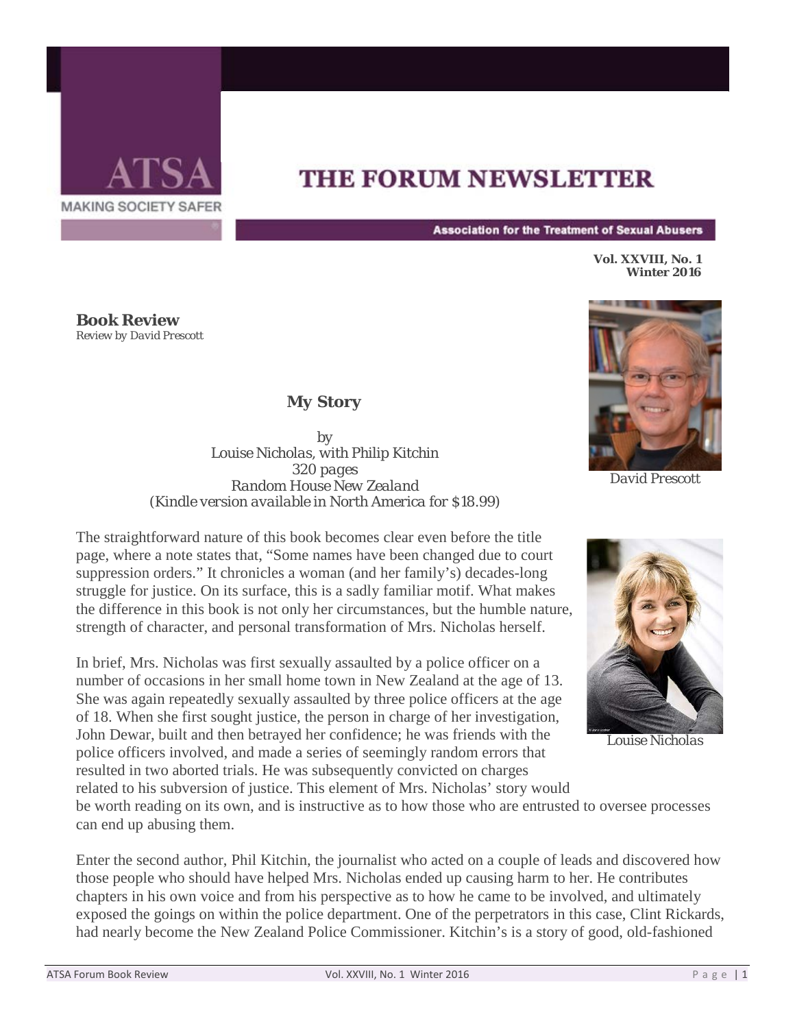# THE FORUM NEWSLETTER

ATSA — MAKING SOCIETY SAFER

Association for the Treatment of Sexual Abusers

**Vol. XXVIII, No. 1**
**Winter 2016**

## Book Review

*Review by David Prescott*

David Prescott

### My Story

*by*
*Louise Nicholas, with Philip Kitchin*
*320 pages*
*Random House New Zealand*
*(Kindle version available in North America for $18.99)*

Louise Nicholas

The straightforward nature of this book becomes clear even before the title page, where a note states that, "Some names have been changed due to court suppression orders." It chronicles a woman (and her family's) decades-long struggle for justice. On its surface, this is a sadly familiar motif. What makes the difference in this book is not only her circumstances, but the humble nature, strength of character, and personal transformation of Mrs. Nicholas herself.

In brief, Mrs. Nicholas was first sexually assaulted by a police officer on a number of occasions in her small home town in New Zealand at the age of 13. She was again repeatedly sexually assaulted by three police officers at the age of 18. When she first sought justice, the person in charge of her investigation, John Dewar, built and then betrayed her confidence; he was friends with the police officers involved, and made a series of seemingly random errors that resulted in two aborted trials. He was subsequently convicted on charges related to his subversion of justice. This element of Mrs. Nicholas' story would be worth reading on its own, and is instructive as to how those who are entrusted to oversee processes can end up abusing them.

Enter the second author, Phil Kitchin, the journalist who acted on a couple of leads and discovered how those people who should have helped Mrs. Nicholas ended up causing harm to her. He contributes chapters in his own voice and from his perspective as to how he came to be involved, and ultimately exposed the goings on within the police department. One of the perpetrators in this case, Clint Rickards, had nearly become the New Zealand Police Commissioner. Kitchin's is a story of good, old-fashioned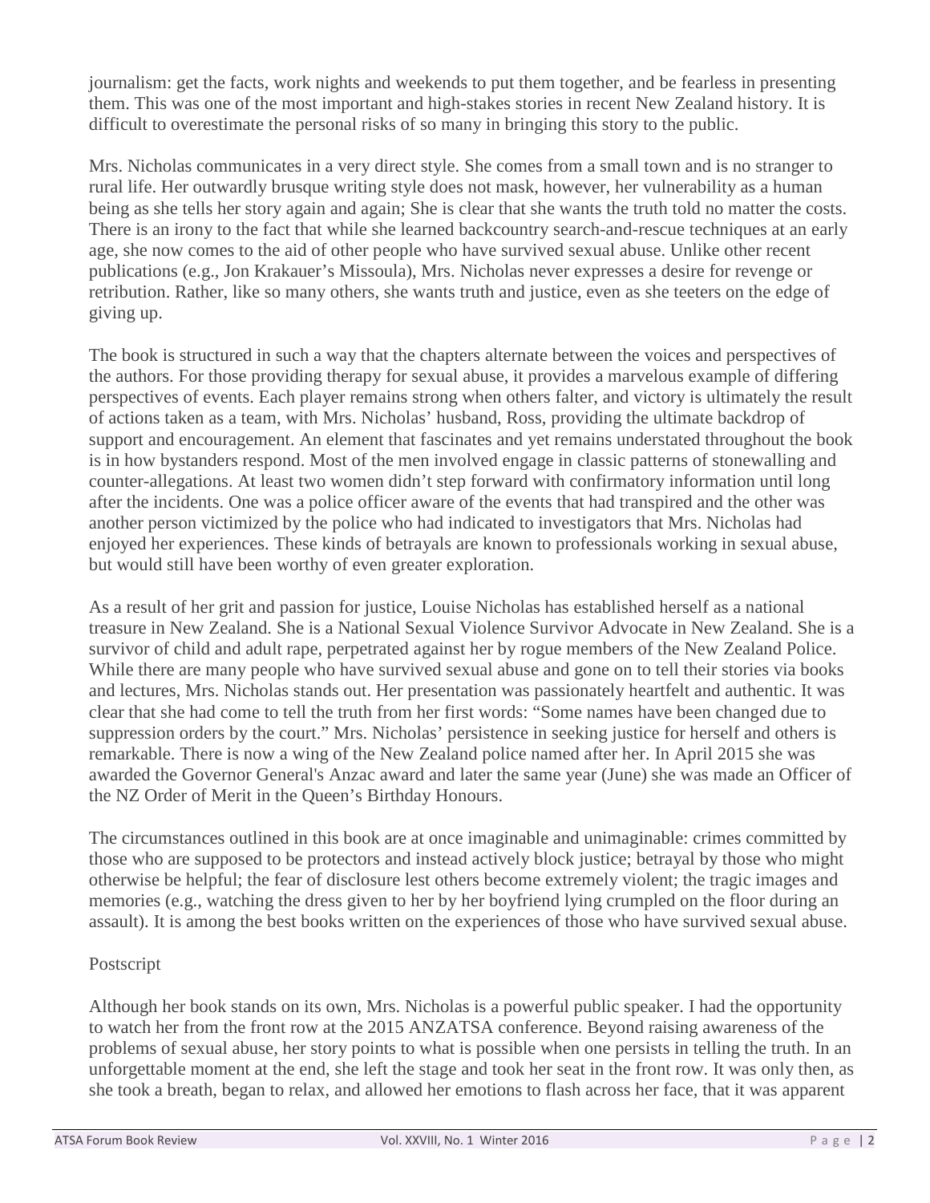journalism: get the facts, work nights and weekends to put them together, and be fearless in presenting them. This was one of the most important and high-stakes stories in recent New Zealand history. It is difficult to overestimate the personal risks of so many in bringing this story to the public.

Mrs. Nicholas communicates in a very direct style. She comes from a small town and is no stranger to rural life. Her outwardly brusque writing style does not mask, however, her vulnerability as a human being as she tells her story again and again; She is clear that she wants the truth told no matter the costs. There is an irony to the fact that while she learned backcountry search-and-rescue techniques at an early age, she now comes to the aid of other people who have survived sexual abuse. Unlike other recent publications (e.g., Jon Krakauer's Missoula), Mrs. Nicholas never expresses a desire for revenge or retribution. Rather, like so many others, she wants truth and justice, even as she teeters on the edge of giving up.

The book is structured in such a way that the chapters alternate between the voices and perspectives of the authors. For those providing therapy for sexual abuse, it provides a marvelous example of differing perspectives of events. Each player remains strong when others falter, and victory is ultimately the result of actions taken as a team, with Mrs. Nicholas' husband, Ross, providing the ultimate backdrop of support and encouragement. An element that fascinates and yet remains understated throughout the book is in how bystanders respond. Most of the men involved engage in classic patterns of stonewalling and counter-allegations. At least two women didn't step forward with confirmatory information until long after the incidents. One was a police officer aware of the events that had transpired and the other was another person victimized by the police who had indicated to investigators that Mrs. Nicholas had enjoyed her experiences. These kinds of betrayals are known to professionals working in sexual abuse, but would still have been worthy of even greater exploration.

As a result of her grit and passion for justice, Louise Nicholas has established herself as a national treasure in New Zealand. She is a National Sexual Violence Survivor Advocate in New Zealand. She is a survivor of child and adult rape, perpetrated against her by rogue members of the New Zealand Police. While there are many people who have survived sexual abuse and gone on to tell their stories via books and lectures, Mrs. Nicholas stands out. Her presentation was passionately heartfelt and authentic. It was clear that she had come to tell the truth from her first words: "Some names have been changed due to suppression orders by the court." Mrs. Nicholas' persistence in seeking justice for herself and others is remarkable. There is now a wing of the New Zealand police named after her. In April 2015 she was awarded the Governor General's Anzac award and later the same year (June) she was made an Officer of the NZ Order of Merit in the Queen's Birthday Honours.

The circumstances outlined in this book are at once imaginable and unimaginable: crimes committed by those who are supposed to be protectors and instead actively block justice; betrayal by those who might otherwise be helpful; the fear of disclosure lest others become extremely violent; the tragic images and memories (e.g., watching the dress given to her by her boyfriend lying crumpled on the floor during an assault). It is among the best books written on the experiences of those who have survived sexual abuse.

Postscript

Although her book stands on its own, Mrs. Nicholas is a powerful public speaker. I had the opportunity to watch her from the front row at the 2015 ANZATSA conference. Beyond raising awareness of the problems of sexual abuse, her story points to what is possible when one persists in telling the truth. In an unforgettable moment at the end, she left the stage and took her seat in the front row. It was only then, as she took a breath, began to relax, and allowed her emotions to flash across her face, that it was apparent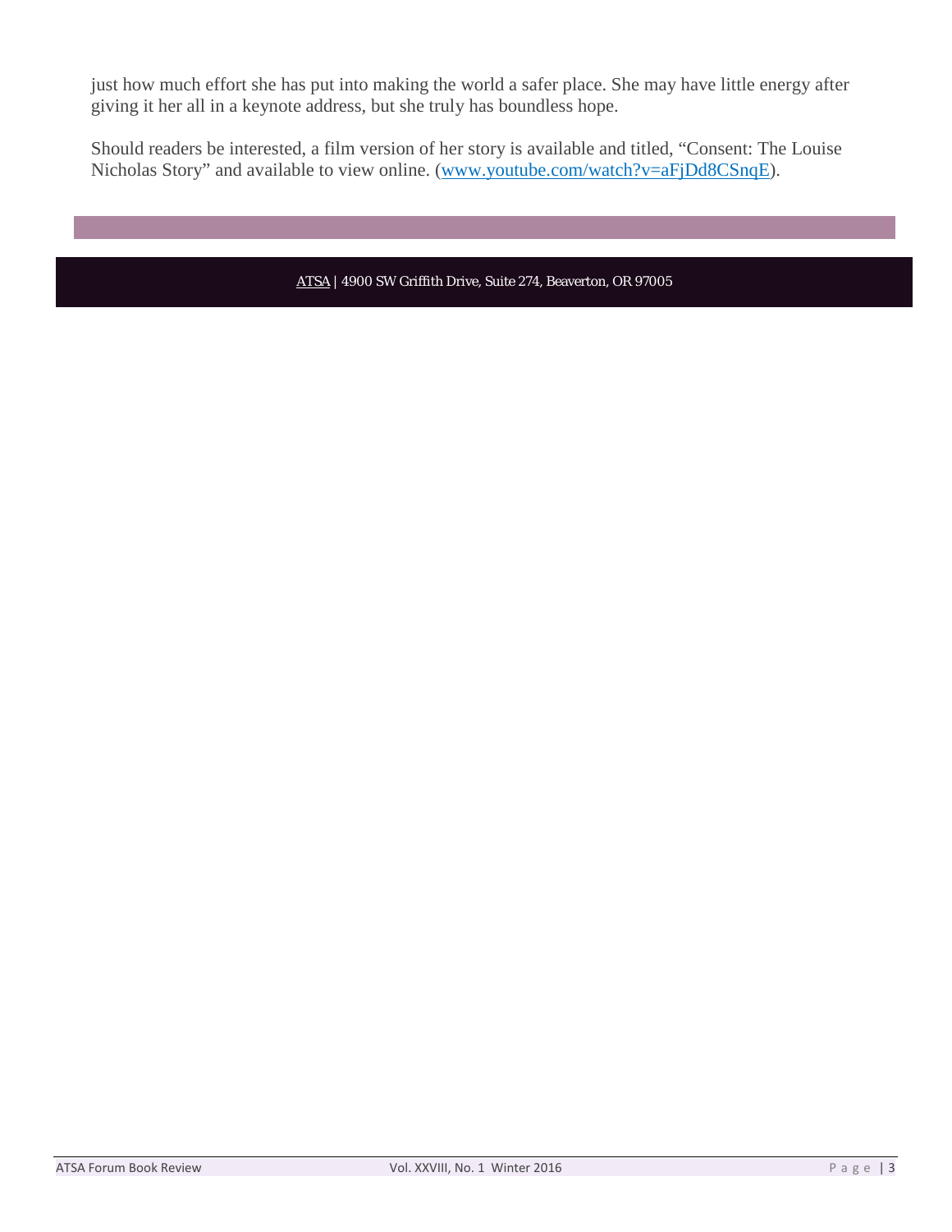just how much effort she has put into making the world a safer place. She may have little energy after giving it her all in a keynote address, but she truly has boundless hope.

Should readers be interested, a film version of her story is available and titled, "Consent: The Louise Nicholas Story" and available to view online. (www.youtube.com/watch?v=aFjDd8CSnqE).

ATSA | 4900 SW Griffith Drive, Suite 274, Beaverton, OR 97005